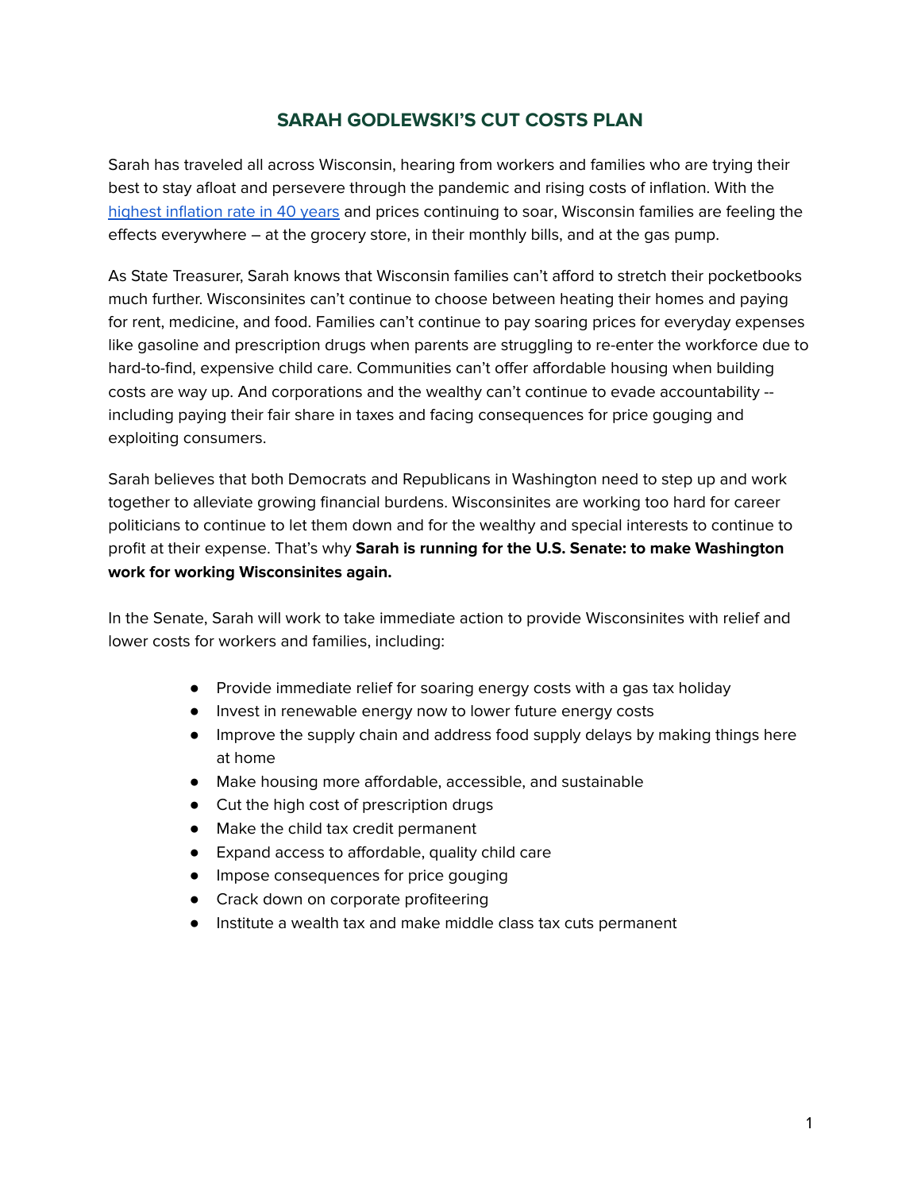# SARAH GODLEWSKI'S CUT COSTS PLAN

Sarah has traveled all across Wisconsin, hearing from workers and families who are trying their best to stay afloat and persevere through the pandemic and rising costs of inflation. With the [highest inflation rate in 40 years](#) and prices continuing to soar, Wisconsin families are feeling the effects everywhere – at the grocery store, in their monthly bills, and at the gas pump.

As State Treasurer, Sarah knows that Wisconsin families can't afford to stretch their pocketbooks much further. Wisconsinites can't continue to choose between heating their homes and paying for rent, medicine, and food. Families can't continue to pay soaring prices for everyday expenses like gasoline and prescription drugs when parents are struggling to re-enter the workforce due to hard-to-find, expensive child care. Communities can't offer affordable housing when building costs are way up. And corporations and the wealthy can't continue to evade accountability -- including paying their fair share in taxes and facing consequences for price gouging and exploiting consumers.

Sarah believes that both Democrats and Republicans in Washington need to step up and work together to alleviate growing financial burdens. Wisconsinites are working too hard for career politicians to continue to let them down and for the wealthy and special interests to continue to profit at their expense. That's why **Sarah is running for the U.S. Senate: to make Washington work for working Wisconsinites again.**

In the Senate, Sarah will work to take immediate action to provide Wisconsinites with relief and lower costs for workers and families, including:

- Provide immediate relief for soaring energy costs with a gas tax holiday
- Invest in renewable energy now to lower future energy costs
- Improve the supply chain and address food supply delays by making things here at home
- Make housing more affordable, accessible, and sustainable
- Cut the high cost of prescription drugs
- Make the child tax credit permanent
- Expand access to affordable, quality child care
- Impose consequences for price gouging
- Crack down on corporate profiteering
- Institute a wealth tax and make middle class tax cuts permanent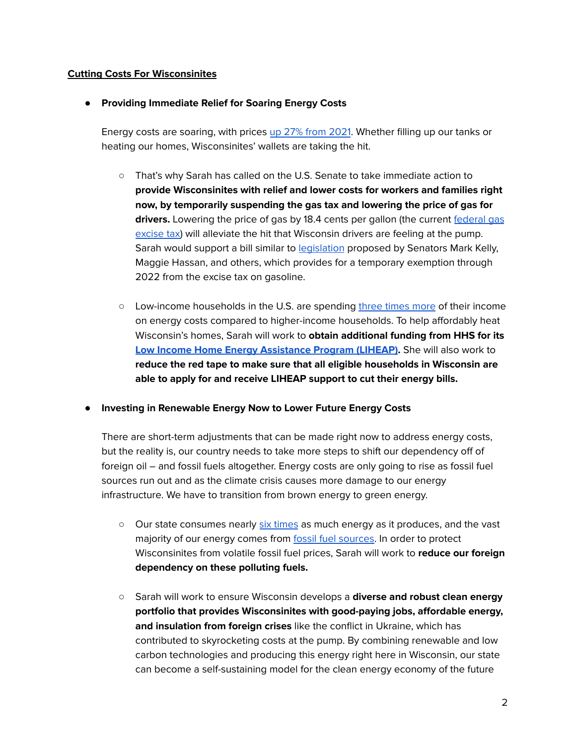**Cutting Costs For Wisconsinites**

- **Providing Immediate Relief for Soaring Energy Costs**

  Energy costs are soaring, with prices up 27% from 2021. Whether filling up our tanks or heating our homes, Wisconsinites' wallets are taking the hit.

  - That's why Sarah has called on the U.S. Senate to take immediate action to **provide Wisconsinites with relief and lower costs for workers and families right now, by temporarily suspending the gas tax and lowering the price of gas for drivers.** Lowering the price of gas by 18.4 cents per gallon (the current federal gas excise tax) will alleviate the hit that Wisconsin drivers are feeling at the pump. Sarah would support a bill similar to legislation proposed by Senators Mark Kelly, Maggie Hassan, and others, which provides for a temporary exemption through 2022 from the excise tax on gasoline.

  - Low-income households in the U.S. are spending three times more of their income on energy costs compared to higher-income households. To help affordably heat Wisconsin's homes, Sarah will work to **obtain additional funding from HHS for its Low Income Home Energy Assistance Program (LIHEAP).** She will also work to **reduce the red tape to make sure that all eligible households in Wisconsin are able to apply for and receive LIHEAP support to cut their energy bills.**

- **Investing in Renewable Energy Now to Lower Future Energy Costs**

  There are short-term adjustments that can be made right now to address energy costs, but the reality is, our country needs to take more steps to shift our dependency off of foreign oil – and fossil fuels altogether. Energy costs are only going to rise as fossil fuel sources run out and as the climate crisis causes more damage to our energy infrastructure. We have to transition from brown energy to green energy.

  - Our state consumes nearly six times as much energy as it produces, and the vast majority of our energy comes from fossil fuel sources. In order to protect Wisconsinites from volatile fossil fuel prices, Sarah will work to **reduce our foreign dependency on these polluting fuels.**

  - Sarah will work to ensure Wisconsin develops a **diverse and robust clean energy portfolio that provides Wisconsinites with good-paying jobs, affordable energy, and insulation from foreign crises** like the conflict in Ukraine, which has contributed to skyrocketing costs at the pump. By combining renewable and low carbon technologies and producing this energy right here in Wisconsin, our state can become a self-sustaining model for the clean energy economy of the future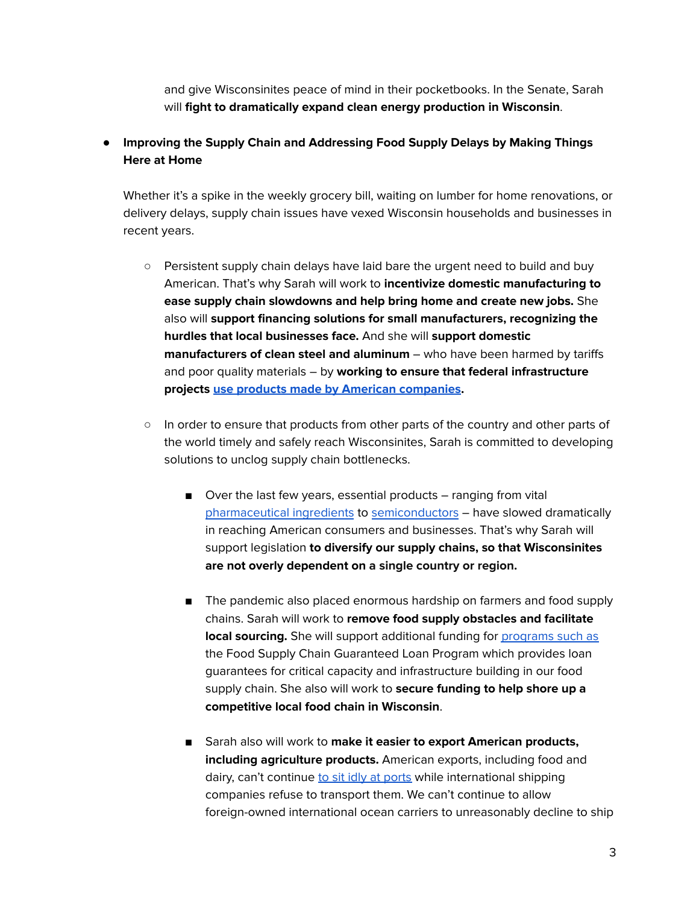and give Wisconsinites peace of mind in their pocketbooks. In the Senate, Sarah will **fight to dramatically expand clean energy production in Wisconsin**.

- **Improving the Supply Chain and Addressing Food Supply Delays by Making Things Here at Home**

  Whether it's a spike in the weekly grocery bill, waiting on lumber for home renovations, or delivery delays, supply chain issues have vexed Wisconsin households and businesses in recent years.

  - Persistent supply chain delays have laid bare the urgent need to build and buy American. That's why Sarah will work to **incentivize domestic manufacturing to ease supply chain slowdowns and help bring home and create new jobs.** She also will **support financing solutions for small manufacturers, recognizing the hurdles that local businesses face.** And she will **support domestic manufacturers of clean steel and aluminum** – who have been harmed by tariffs and poor quality materials – by **working to ensure that federal infrastructure projects use products made by American companies.**

  - In order to ensure that products from other parts of the country and other parts of the world timely and safely reach Wisconsinites, Sarah is committed to developing solutions to unclog supply chain bottlenecks.

    - Over the last few years, essential products – ranging from vital pharmaceutical ingredients to semiconductors – have slowed dramatically in reaching American consumers and businesses. That's why Sarah will support legislation **to diversify our supply chains, so that Wisconsinites are not overly dependent on a single country or region.**

    - The pandemic also placed enormous hardship on farmers and food supply chains. Sarah will work to **remove food supply obstacles and facilitate local sourcing.** She will support additional funding for programs such as the Food Supply Chain Guaranteed Loan Program which provides loan guarantees for critical capacity and infrastructure building in our food supply chain. She also will work to **secure funding to help shore up a competitive local food chain in Wisconsin**.

    - Sarah also will work to **make it easier to export American products, including agriculture products.** American exports, including food and dairy, can't continue to sit idly at ports while international shipping companies refuse to transport them. We can't continue to allow foreign-owned international ocean carriers to unreasonably decline to ship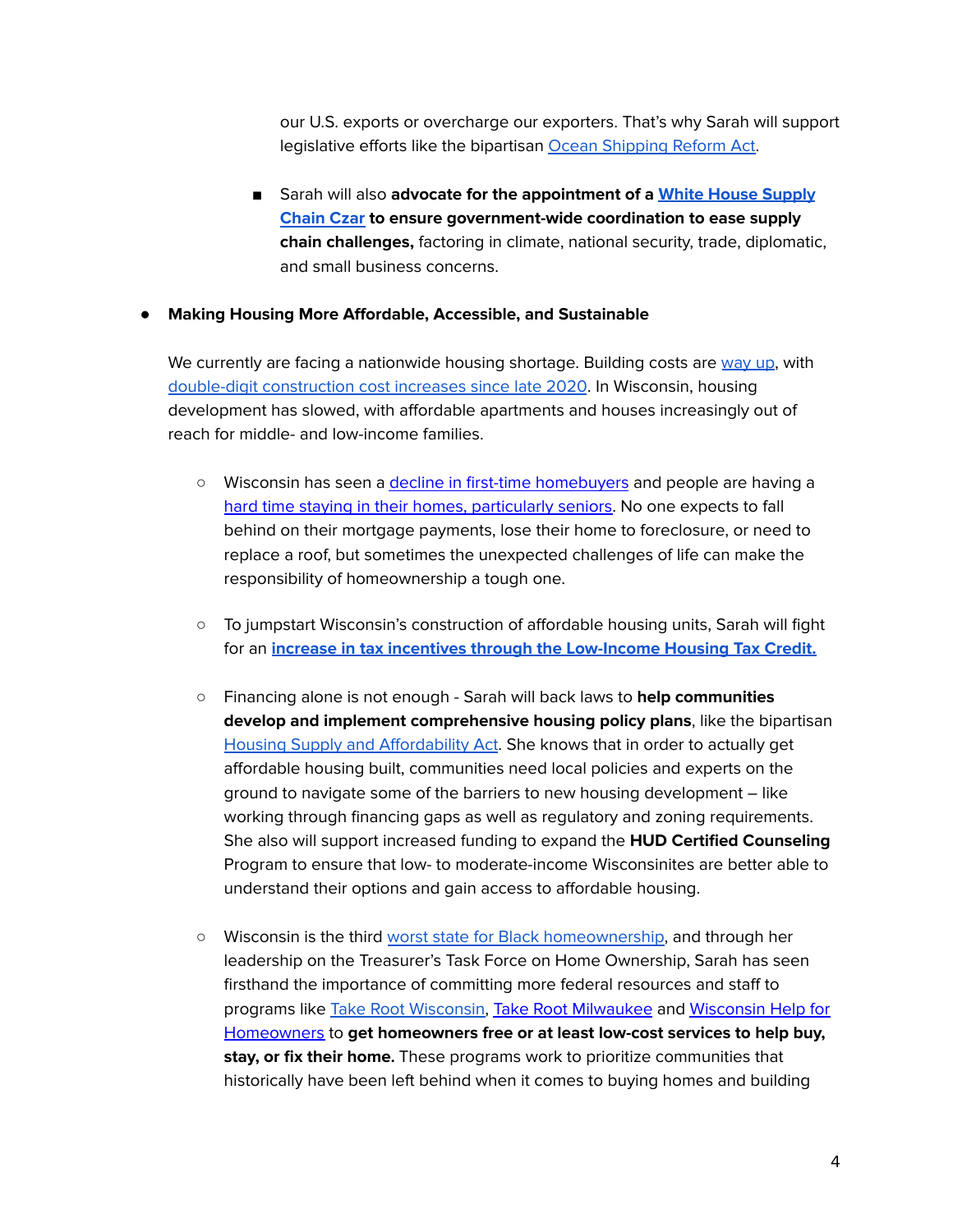our U.S. exports or overcharge our exporters. That's why Sarah will support legislative efforts like the bipartisan Ocean Shipping Reform Act.

        - Sarah will also **advocate for the appointment of a White House Supply Chain Czar to ensure government-wide coordination to ease supply chain challenges,** factoring in climate, national security, trade, diplomatic, and small business concerns.

- **Making Housing More Affordable, Accessible, and Sustainable**

  We currently are facing a nationwide housing shortage. Building costs are way up, with double-digit construction cost increases since late 2020. In Wisconsin, housing development has slowed, with affordable apartments and houses increasingly out of reach for middle- and low-income families.

    - Wisconsin has seen a decline in first-time homebuyers and people are having a hard time staying in their homes, particularly seniors. No one expects to fall behind on their mortgage payments, lose their home to foreclosure, or need to replace a roof, but sometimes the unexpected challenges of life can make the responsibility of homeownership a tough one.

    - To jumpstart Wisconsin's construction of affordable housing units, Sarah will fight for an **increase in tax incentives through the Low-Income Housing Tax Credit.**

    - Financing alone is not enough - Sarah will back laws to **help communities develop and implement comprehensive housing policy plans**, like the bipartisan Housing Supply and Affordability Act. She knows that in order to actually get affordable housing built, communities need local policies and experts on the ground to navigate some of the barriers to new housing development – like working through financing gaps as well as regulatory and zoning requirements. She also will support increased funding to expand the **HUD Certified Counseling** Program to ensure that low- to moderate-income Wisconsinites are better able to understand their options and gain access to affordable housing.

    - Wisconsin is the third worst state for Black homeownership, and through her leadership on the Treasurer's Task Force on Home Ownership, Sarah has seen firsthand the importance of committing more federal resources and staff to programs like Take Root Wisconsin, Take Root Milwaukee and Wisconsin Help for Homeowners to **get homeowners free or at least low-cost services to help buy, stay, or fix their home.** These programs work to prioritize communities that historically have been left behind when it comes to buying homes and building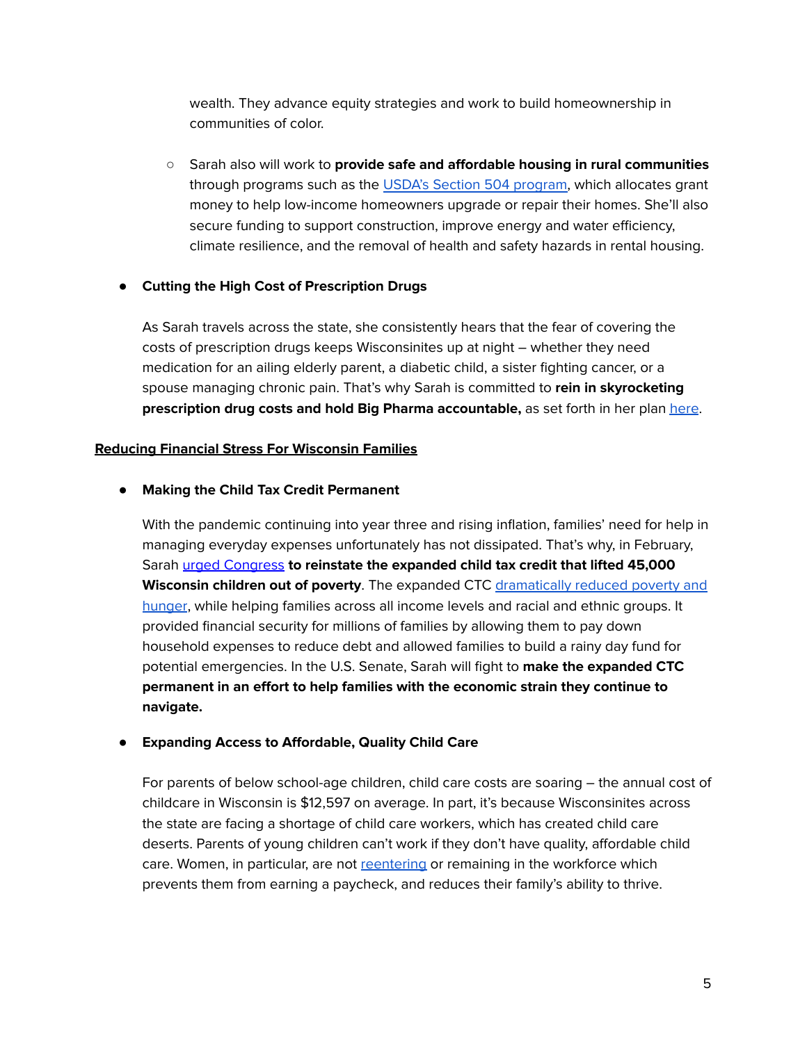wealth. They advance equity strategies and work to build homeownership in communities of color.

  - Sarah also will work to **provide safe and affordable housing in rural communities** through programs such as the USDA's Section 504 program, which allocates grant money to help low-income homeowners upgrade or repair their homes. She'll also secure funding to support construction, improve energy and water efficiency, climate resilience, and the removal of health and safety hazards in rental housing.

- **Cutting the High Cost of Prescription Drugs**

  As Sarah travels across the state, she consistently hears that the fear of covering the costs of prescription drugs keeps Wisconsinites up at night – whether they need medication for an ailing elderly parent, a diabetic child, a sister fighting cancer, or a spouse managing chronic pain. That's why Sarah is committed to **rein in skyrocketing prescription drug costs and hold Big Pharma accountable,** as set forth in her plan here.

**Reducing Financial Stress For Wisconsin Families**

- **Making the Child Tax Credit Permanent**

  With the pandemic continuing into year three and rising inflation, families' need for help in managing everyday expenses unfortunately has not dissipated. That's why, in February, Sarah urged Congress **to reinstate the expanded child tax credit that lifted 45,000 Wisconsin children out of poverty**. The expanded CTC dramatically reduced poverty and hunger, while helping families across all income levels and racial and ethnic groups. It provided financial security for millions of families by allowing them to pay down household expenses to reduce debt and allowed families to build a rainy day fund for potential emergencies. In the U.S. Senate, Sarah will fight to **make the expanded CTC permanent in an effort to help families with the economic strain they continue to navigate.**

- **Expanding Access to Affordable, Quality Child Care**

  For parents of below school-age children, child care costs are soaring – the annual cost of childcare in Wisconsin is $12,597 on average. In part, it's because Wisconsinites across the state are facing a shortage of child care workers, which has created child care deserts. Parents of young children can't work if they don't have quality, affordable child care. Women, in particular, are not reentering or remaining in the workforce which prevents them from earning a paycheck, and reduces their family's ability to thrive.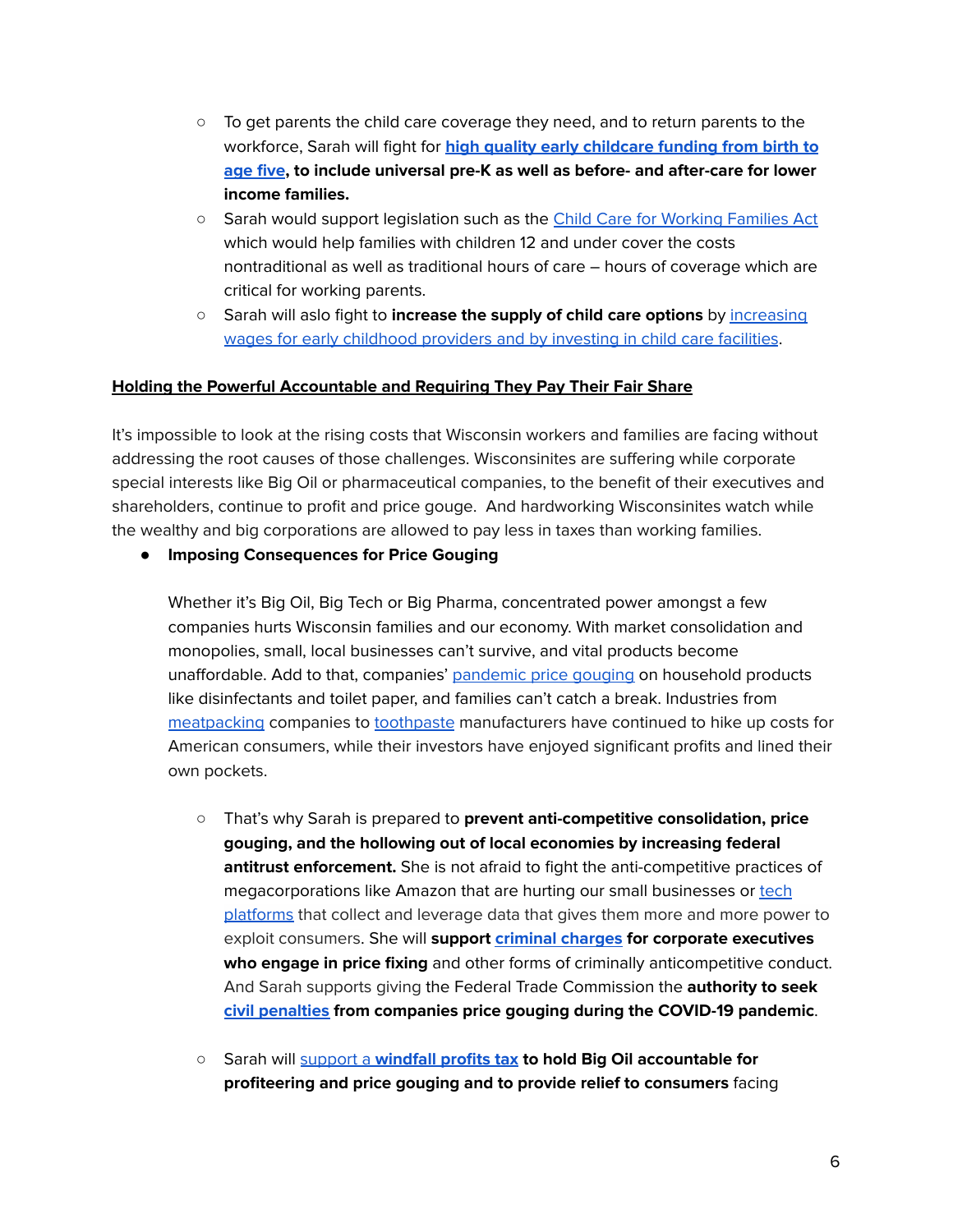- To get parents the child care coverage they need, and to return parents to the workforce, Sarah will fight for **high quality early childcare funding from birth to age five, to include universal pre-K as well as before- and after-care for lower income families.**
  - Sarah would support legislation such as the Child Care for Working Families Act which would help families with children 12 and under cover the costs nontraditional as well as traditional hours of care – hours of coverage which are critical for working parents.
  - Sarah will aslo fight to **increase the supply of child care options** by increasing wages for early childhood providers and by investing in child care facilities.

**Holding the Powerful Accountable and Requiring They Pay Their Fair Share**

It's impossible to look at the rising costs that Wisconsin workers and families are facing without addressing the root causes of those challenges. Wisconsinites are suffering while corporate special interests like Big Oil or pharmaceutical companies, to the benefit of their executives and shareholders, continue to profit and price gouge. And hardworking Wisconsinites watch while the wealthy and big corporations are allowed to pay less in taxes than working families.

- **Imposing Consequences for Price Gouging**

  Whether it's Big Oil, Big Tech or Big Pharma, concentrated power amongst a few companies hurts Wisconsin families and our economy. With market consolidation and monopolies, small, local businesses can't survive, and vital products become unaffordable. Add to that, companies' pandemic price gouging on household products like disinfectants and toilet paper, and families can't catch a break. Industries from meatpacking companies to toothpaste manufacturers have continued to hike up costs for American consumers, while their investors have enjoyed significant profits and lined their own pockets.

  - That's why Sarah is prepared to **prevent anti-competitive consolidation, price gouging, and the hollowing out of local economies by increasing federal antitrust enforcement.** She is not afraid to fight the anti-competitive practices of megacorporations like Amazon that are hurting our small businesses or tech platforms that collect and leverage data that gives them more and more power to exploit consumers. She will **support criminal charges for corporate executives who engage in price fixing** and other forms of criminally anticompetitive conduct. And Sarah supports giving the Federal Trade Commission the **authority to seek civil penalties from companies price gouging during the COVID-19 pandemic**.

  - Sarah will support a **windfall profits tax to hold Big Oil accountable for profiteering and price gouging and to provide relief to consumers** facing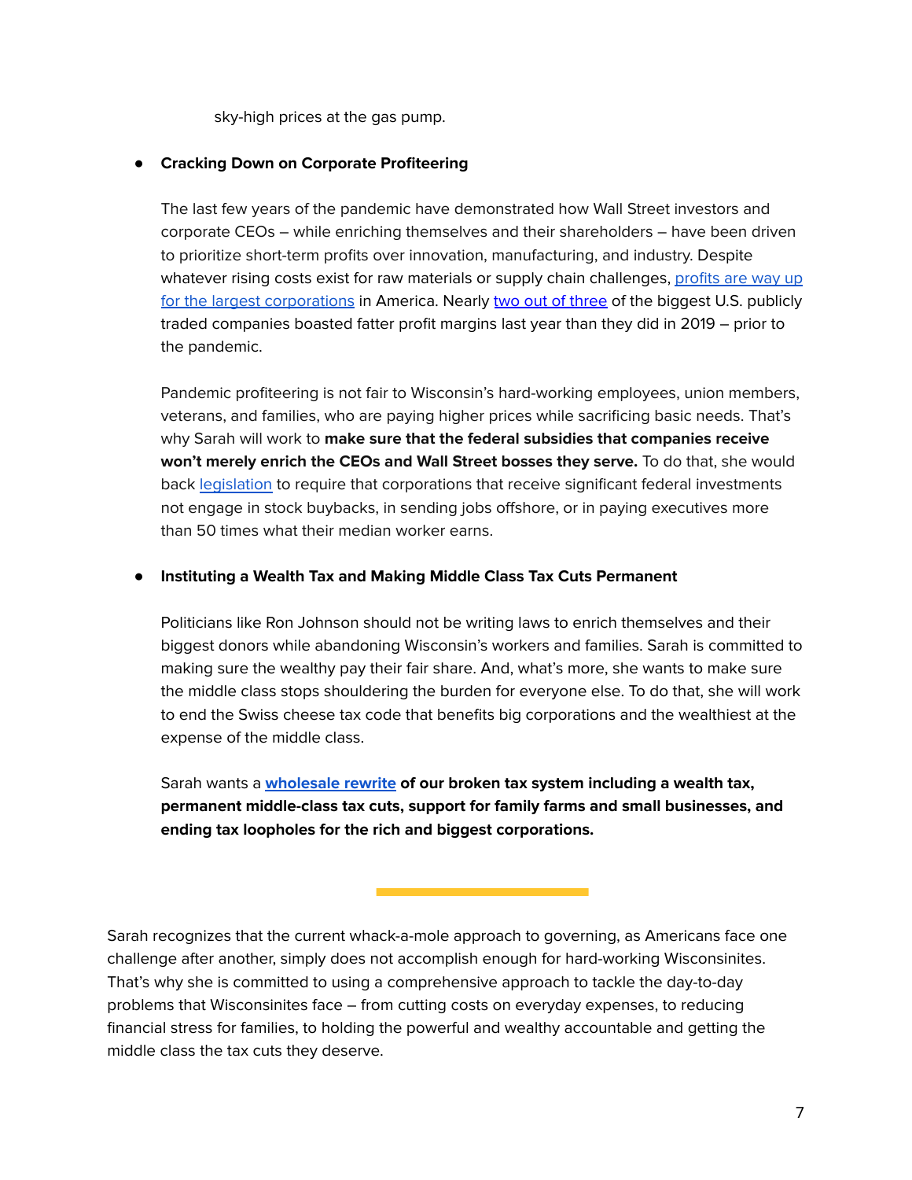sky-high prices at the gas pump.

- **Cracking Down on Corporate Profiteering**

  The last few years of the pandemic have demonstrated how Wall Street investors and corporate CEOs – while enriching themselves and their shareholders – have been driven to prioritize short-term profits over innovation, manufacturing, and industry. Despite whatever rising costs exist for raw materials or supply chain challenges, profits are way up for the largest corporations in America. Nearly two out of three of the biggest U.S. publicly traded companies boasted fatter profit margins last year than they did in 2019 – prior to the pandemic.

  Pandemic profiteering is not fair to Wisconsin's hard-working employees, union members, veterans, and families, who are paying higher prices while sacrificing basic needs. That's why Sarah will work to **make sure that the federal subsidies that companies receive won't merely enrich the CEOs and Wall Street bosses they serve.** To do that, she would back legislation to require that corporations that receive significant federal investments not engage in stock buybacks, in sending jobs offshore, or in paying executives more than 50 times what their median worker earns.

- **Instituting a Wealth Tax and Making Middle Class Tax Cuts Permanent**

  Politicians like Ron Johnson should not be writing laws to enrich themselves and their biggest donors while abandoning Wisconsin's workers and families. Sarah is committed to making sure the wealthy pay their fair share. And, what's more, she wants to make sure the middle class stops shouldering the burden for everyone else. To do that, she will work to end the Swiss cheese tax code that benefits big corporations and the wealthiest at the expense of the middle class.

  Sarah wants a **wholesale rewrite of our broken tax system including a wealth tax, permanent middle-class tax cuts, support for family farms and small businesses, and ending tax loopholes for the rich and biggest corporations.**

---

Sarah recognizes that the current whack-a-mole approach to governing, as Americans face one challenge after another, simply does not accomplish enough for hard-working Wisconsinites. That's why she is committed to using a comprehensive approach to tackle the day-to-day problems that Wisconsinites face – from cutting costs on everyday expenses, to reducing financial stress for families, to holding the powerful and wealthy accountable and getting the middle class the tax cuts they deserve.